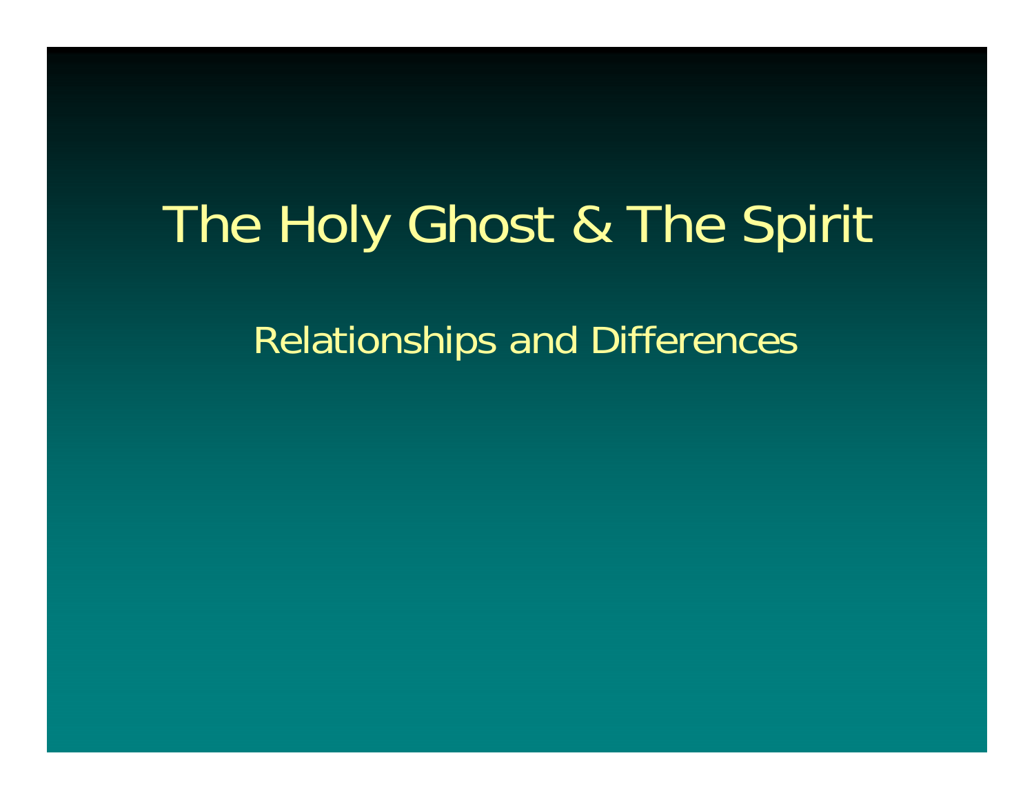# The Holy Ghost & The Spirit

## Relationships and Differences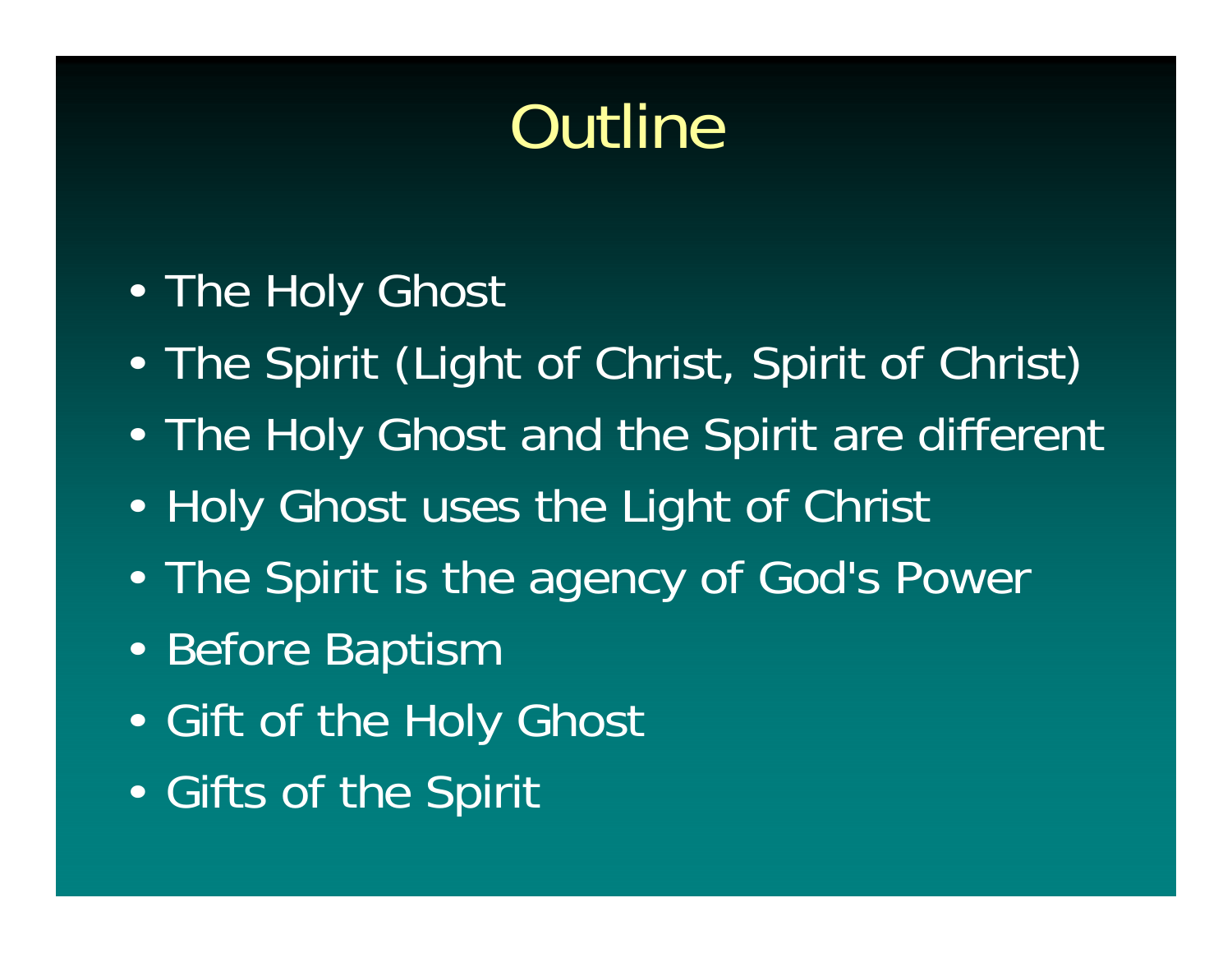# Outline

- The Holy Ghost
- The Spirit (Light of Christ, Spirit of Christ)
- The Holy Ghost and the Spirit are different
- Holy Ghost uses the Light of Christ
- The Spirit is the agency of God's Power
- Before Baptism
- Gift of the Holy Ghost
- Gifts of the Spirit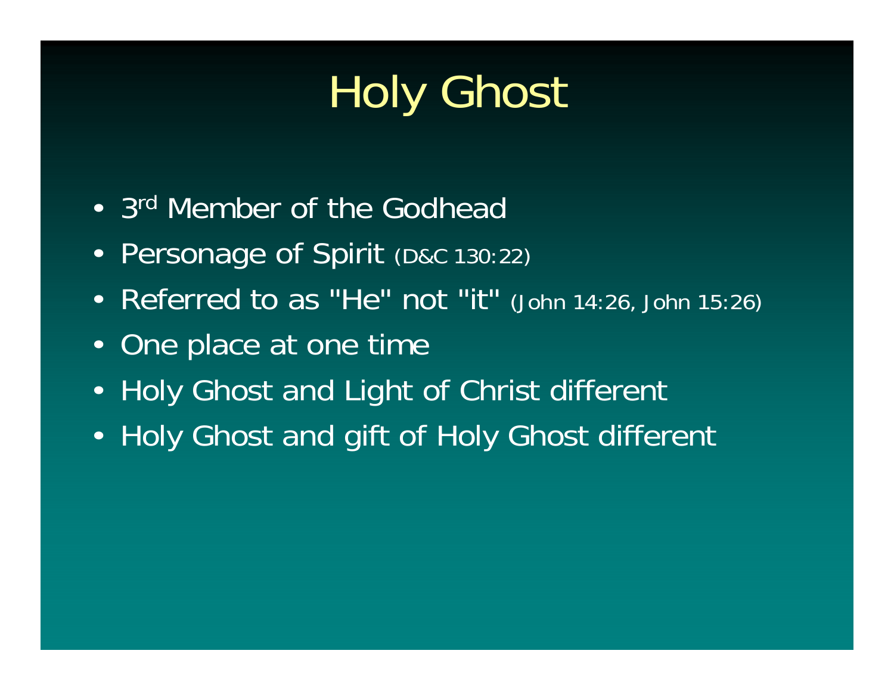# Holy Ghost

- 3rd Member of the Godhead
- Personage of Spirit (D&C 130:22)
- Referred to as "He" not "it" (John 14:26, John 15:26)
- One place at one time
- Holy Ghost and Light of Christ different
- Holy Ghost and gift of Holy Ghost different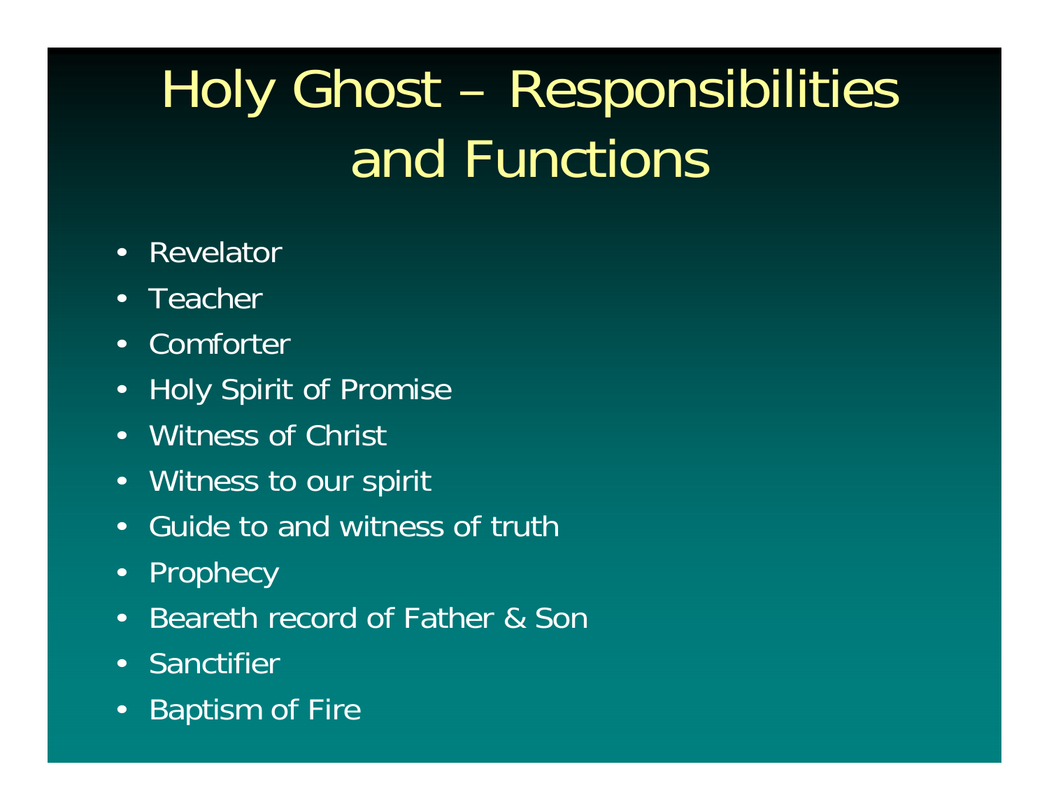# Holy Ghost – Responsibilities and Functions

- Revelator
- Teacher
- Comforter
- Holy Spirit of Promise
- Witness of Christ
- Witness to our spirit
- Guide to and witness of truth
- Prophecy
- Beareth record of Father & Son
- Sanctifier
- Baptism of Fire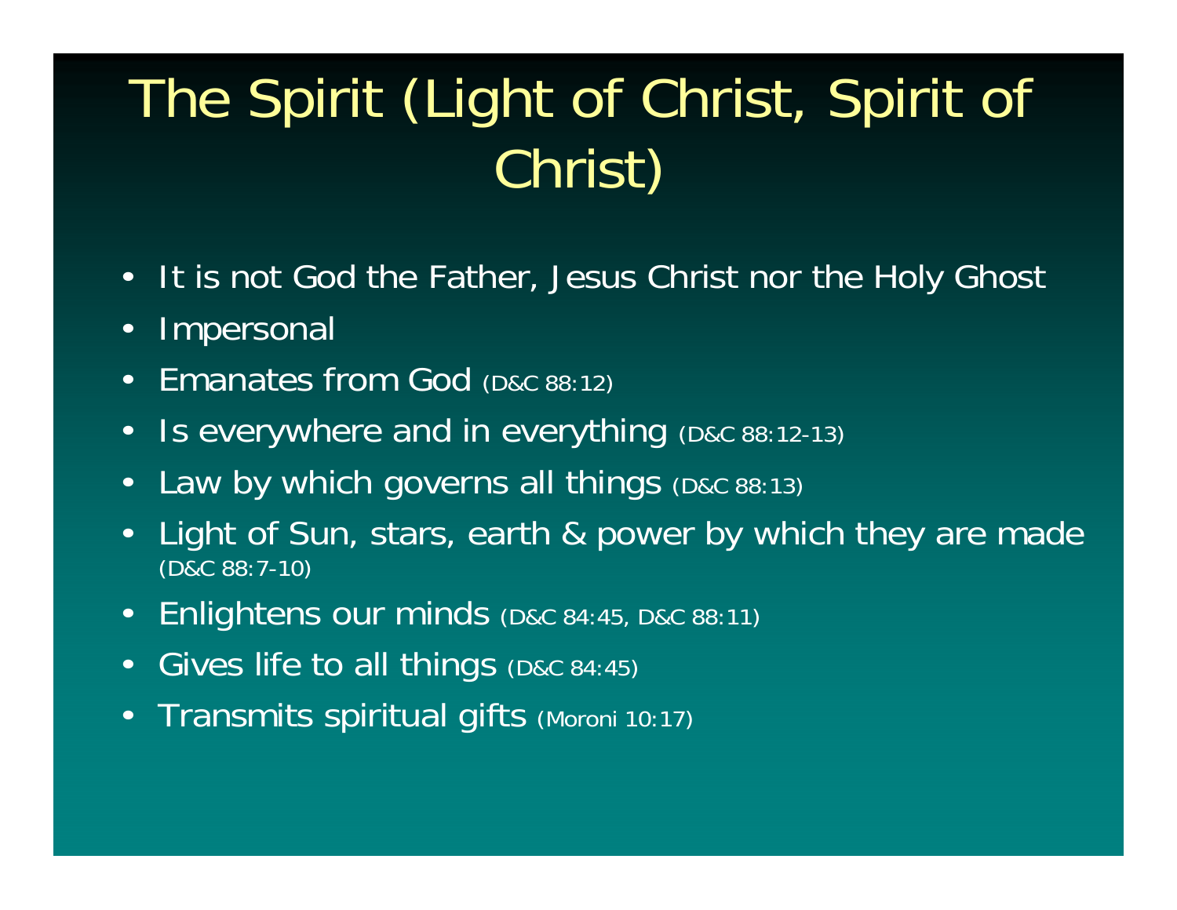# The Spirit (Light of Christ, Spirit of Christ)

- It is not God the Father, Jesus Christ nor the Holy Ghost
- Impersonal
- Emanates from God (D&C 88:12)
- Is everywhere and in everything (D&C 88:12-13)
- Law by which governs all things (D&C 88:13)
- Light of Sun, stars, earth & power by which they are made (D&C 88:7-10)
- Enlightens our minds (D&C 84:45, D&C 88:11)
- Gives life to all things (D&C 84:45)
- Transmits spiritual gifts (Moroni 10:17)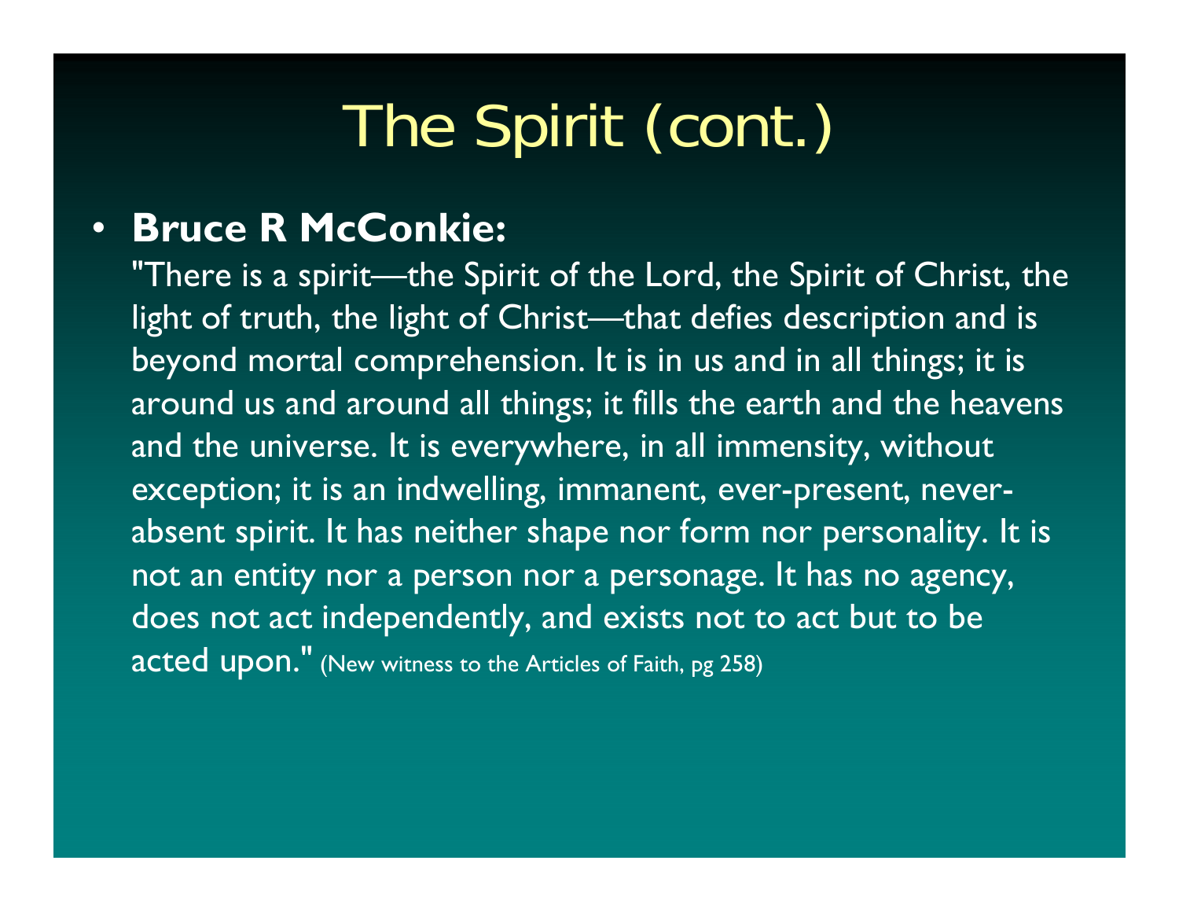# The Spirit (cont.)

- **Bruce R McConkie:**
  "There is a spirit—the Spirit of the Lord, the Spirit of Christ, the light of truth, the light of Christ—that defies description and is beyond mortal comprehension. It is in us and in all things; it is around us and around all things; it fills the earth and the heavens and the universe. It is everywhere, in all immensity, without exception; it is an indwelling, immanent, ever-present, never-absent spirit. It has neither shape nor form nor personality. It is not an entity nor a person nor a personage. It has no agency, does not act independently, and exists not to act but to be acted upon." (New witness to the Articles of Faith, pg 258)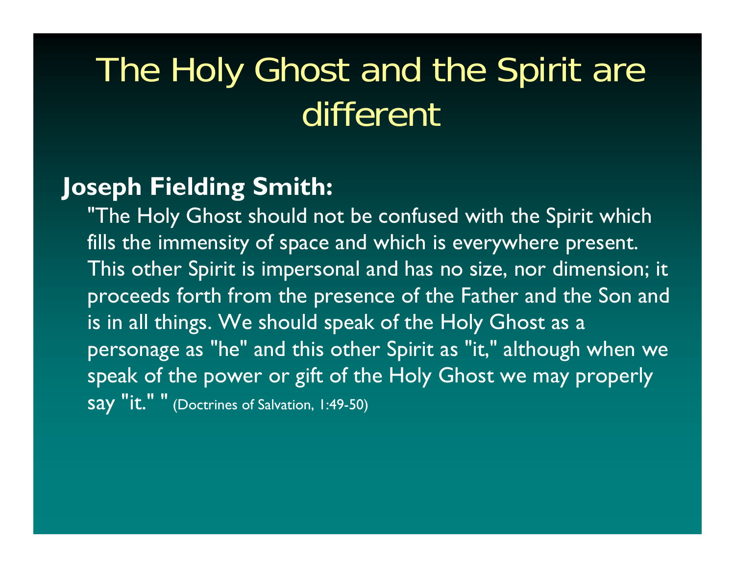# The Holy Ghost and the Spirit are different

**Joseph Fielding Smith:**

"The Holy Ghost should not be confused with the Spirit which fills the immensity of space and which is everywhere present. This other Spirit is impersonal and has no size, nor dimension; it proceeds forth from the presence of the Father and the Son and is in all things. We should speak of the Holy Ghost as a personage as "he" and this other Spirit as "it," although when we speak of the power or gift of the Holy Ghost we may properly say "it." " (Doctrines of Salvation, 1:49-50)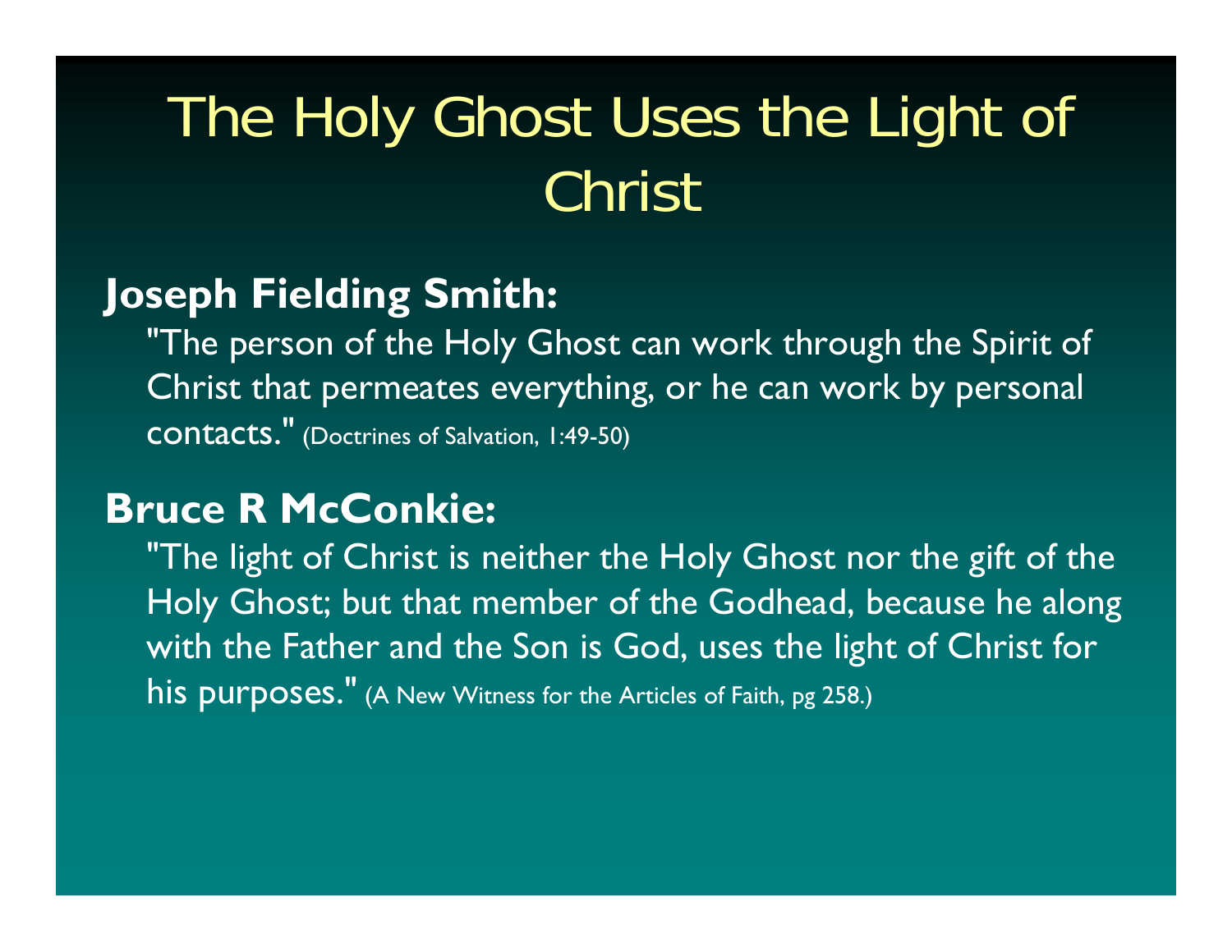# The Holy Ghost Uses the Light of Christ

**Joseph Fielding Smith:**

"The person of the Holy Ghost can work through the Spirit of Christ that permeates everything, or he can work by personal contacts." (Doctrines of Salvation, 1:49-50)

**Bruce R McConkie:**

"The light of Christ is neither the Holy Ghost nor the gift of the Holy Ghost; but that member of the Godhead, because he along with the Father and the Son is God, uses the light of Christ for his purposes." (A New Witness for the Articles of Faith, pg 258.)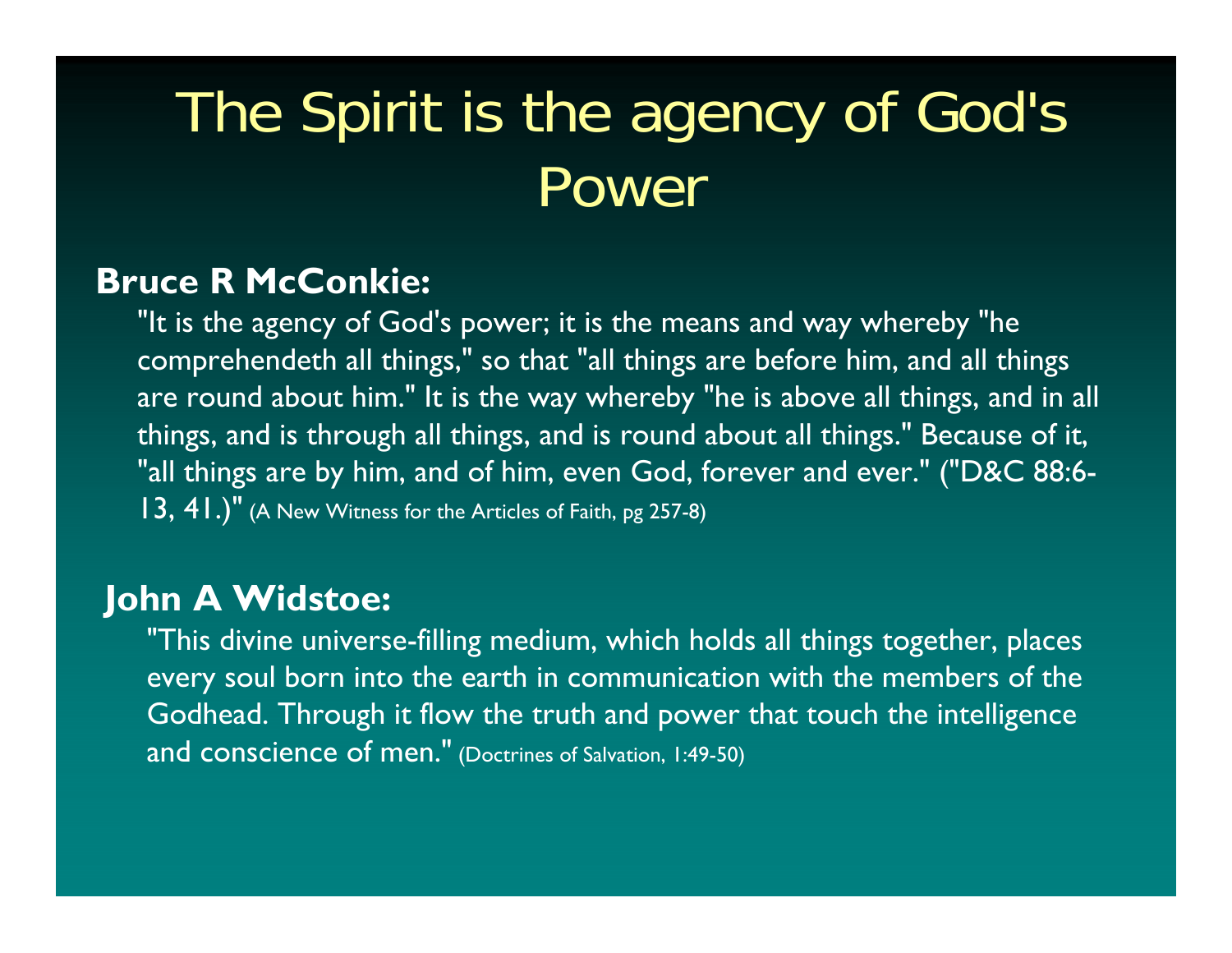# The Spirit is the agency of God's Power

**Bruce R McConkie:**

"It is the agency of God's power; it is the means and way whereby "he comprehendeth all things," so that "all things are before him, and all things are round about him." It is the way whereby "he is above all things, and in all things, and is through all things, and is round about all things." Because of it, "all things are by him, and of him, even God, forever and ever." ("D&C 88:6-13, 41.)" (A New Witness for the Articles of Faith, pg 257-8)

**John A Widstoe:**

"This divine universe-filling medium, which holds all things together, places every soul born into the earth in communication with the members of the Godhead. Through it flow the truth and power that touch the intelligence and conscience of men." (Doctrines of Salvation, 1:49-50)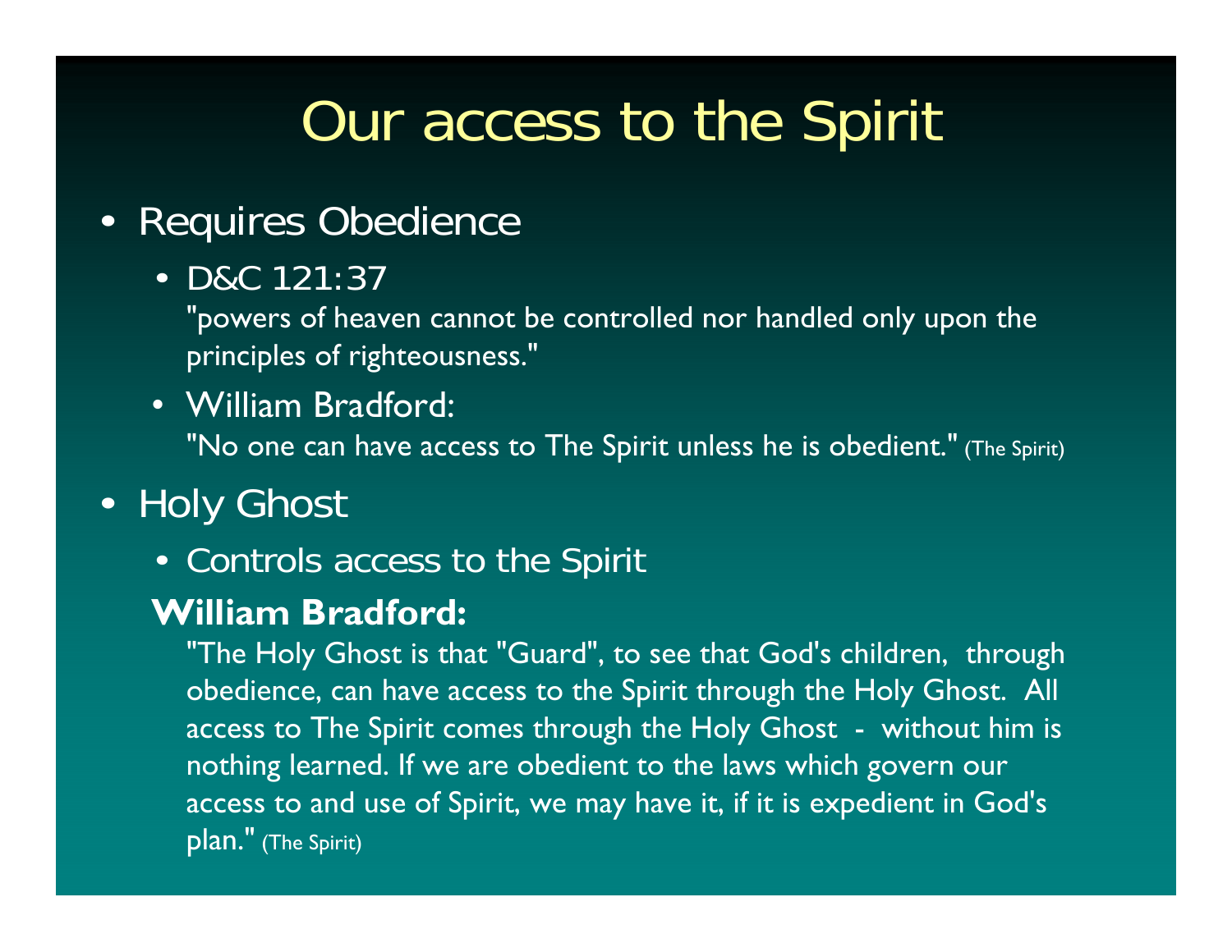# Our access to the Spirit

- Requires Obedience
  - D&C 121:37
    "powers of heaven cannot be controlled nor handled only upon the principles of righteousness."
  - William Bradford:
    "No one can have access to The Spirit unless he is obedient." (The Spirit)
- Holy Ghost
  - Controls access to the Spirit

**William Bradford:**

"The Holy Ghost is that "Guard", to see that God's children, through obedience, can have access to the Spirit through the Holy Ghost. All access to The Spirit comes through the Holy Ghost - without him is nothing learned. If we are obedient to the laws which govern our access to and use of Spirit, we may have it, if it is expedient in God's plan." (The Spirit)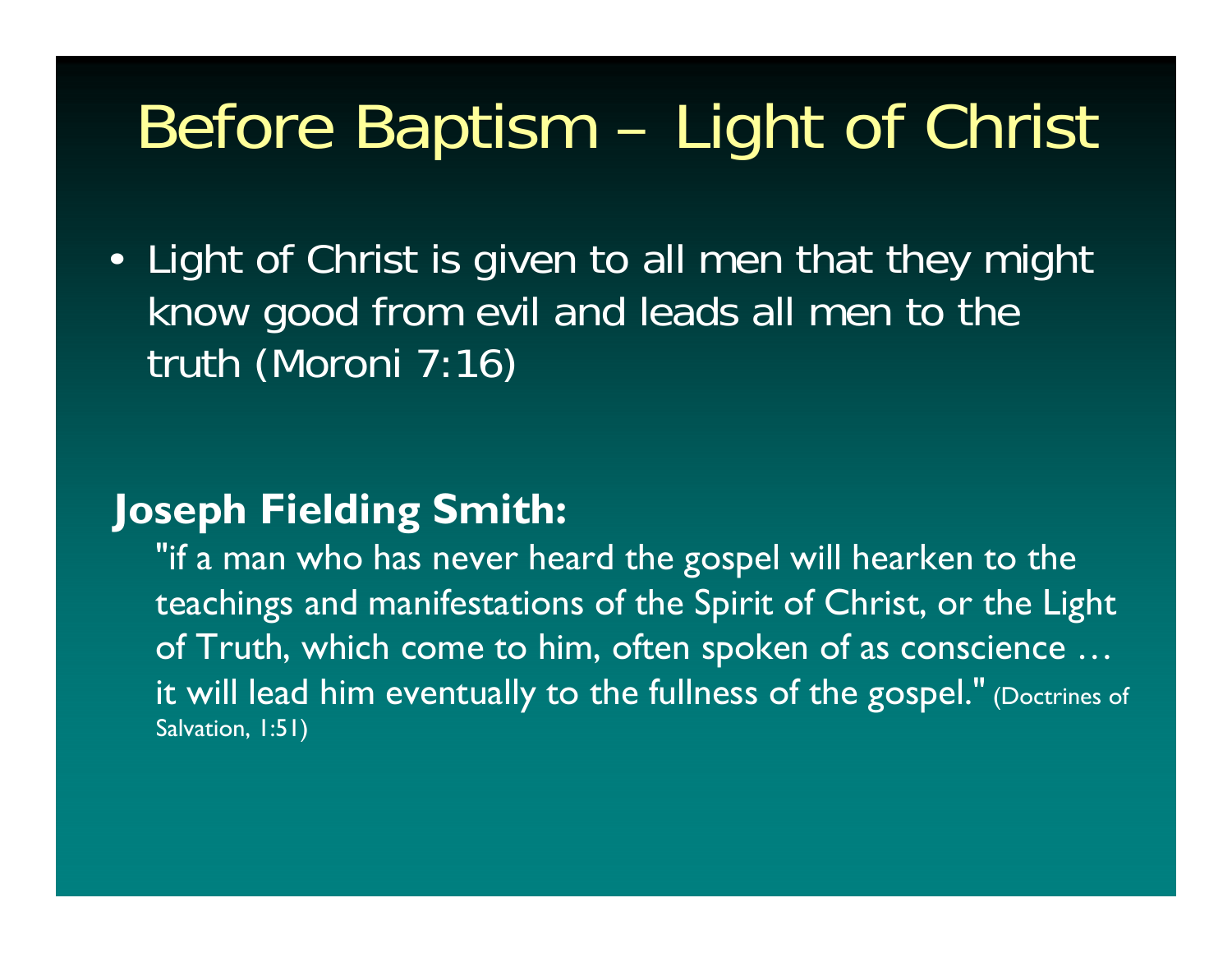# Before Baptism – Light of Christ

- Light of Christ is given to all men that they might know good from evil and leads all men to the truth (Moroni 7:16)

**Joseph Fielding Smith:**

"if a man who has never heard the gospel will hearken to the teachings and manifestations of the Spirit of Christ, or the Light of Truth, which come to him, often spoken of as conscience … it will lead him eventually to the fullness of the gospel." (Doctrines of Salvation, 1:51)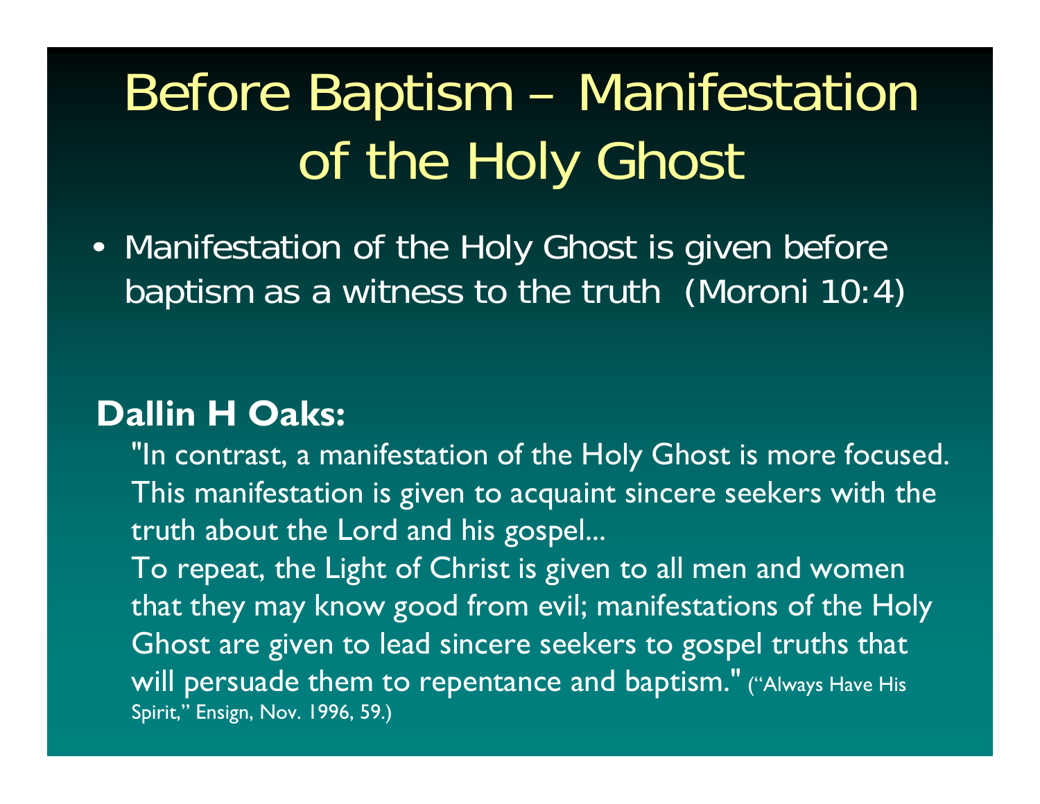# Before Baptism – Manifestation of the Holy Ghost

- Manifestation of the Holy Ghost is given before baptism as a witness to the truth (Moroni 10:4)

**Dallin H Oaks:**

"In contrast, a manifestation of the Holy Ghost is more focused. This manifestation is given to acquaint sincere seekers with the truth about the Lord and his gospel...

To repeat, the Light of Christ is given to all men and women that they may know good from evil; manifestations of the Holy Ghost are given to lead sincere seekers to gospel truths that will persuade them to repentance and baptism." ("Always Have His Spirit," Ensign, Nov. 1996, 59.)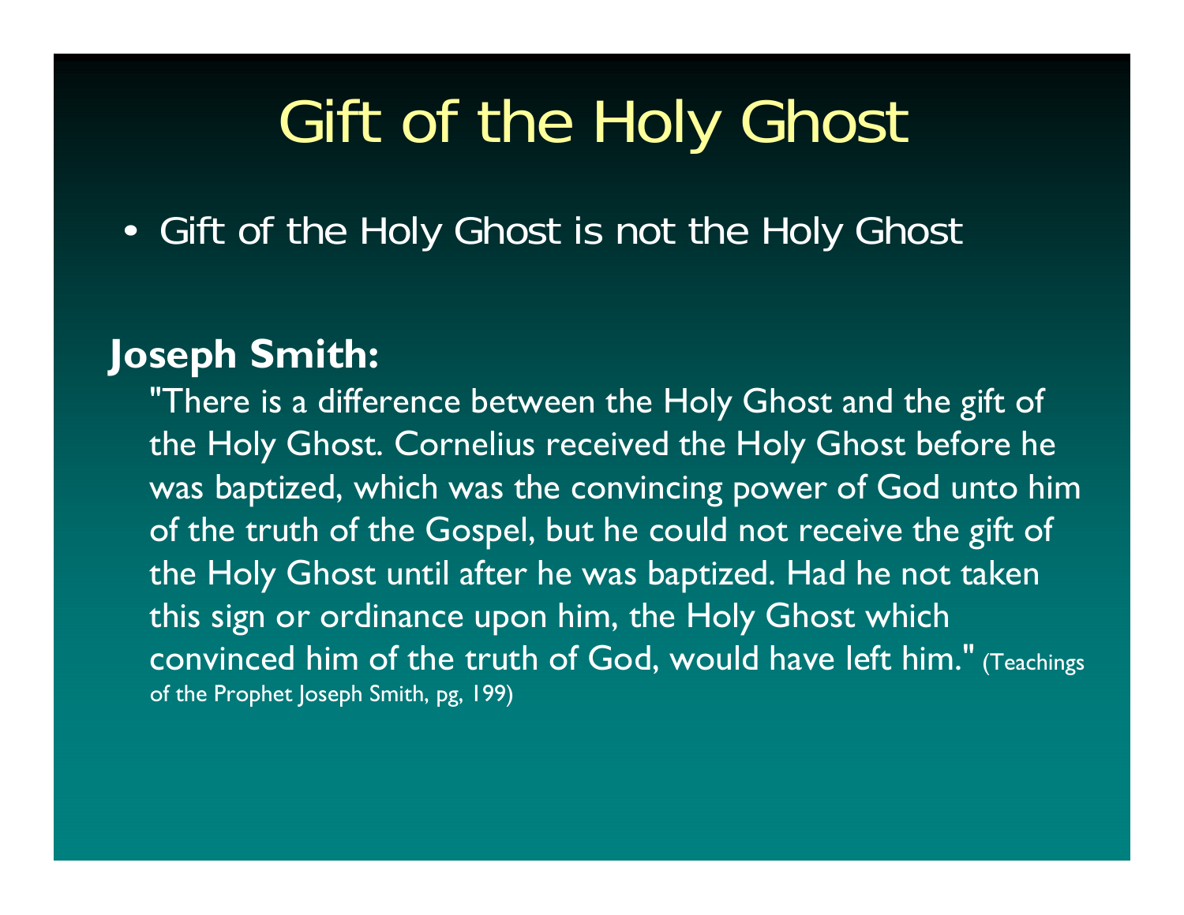# Gift of the Holy Ghost

- Gift of the Holy Ghost is not the Holy Ghost

**Joseph Smith:**

"There is a difference between the Holy Ghost and the gift of the Holy Ghost. Cornelius received the Holy Ghost before he was baptized, which was the convincing power of God unto him of the truth of the Gospel, but he could not receive the gift of the Holy Ghost until after he was baptized. Had he not taken this sign or ordinance upon him, the Holy Ghost which convinced him of the truth of God, would have left him." (Teachings of the Prophet Joseph Smith, pg, 199)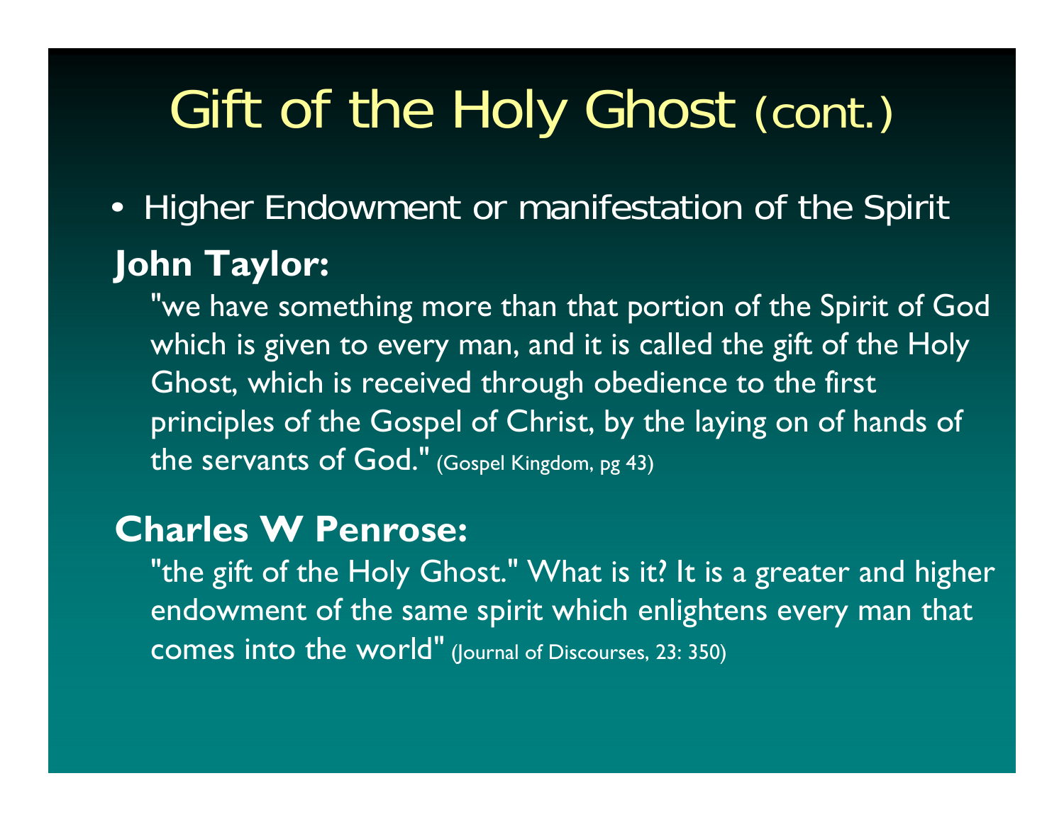# Gift of the Holy Ghost (cont.)

- Higher Endowment or manifestation of the Spirit

**John Taylor:**

"we have something more than that portion of the Spirit of God which is given to every man, and it is called the gift of the Holy Ghost, which is received through obedience to the first principles of the Gospel of Christ, by the laying on of hands of the servants of God." (Gospel Kingdom, pg 43)

**Charles W Penrose:**

"the gift of the Holy Ghost." What is it? It is a greater and higher endowment of the same spirit which enlightens every man that comes into the world" (Journal of Discourses, 23: 350)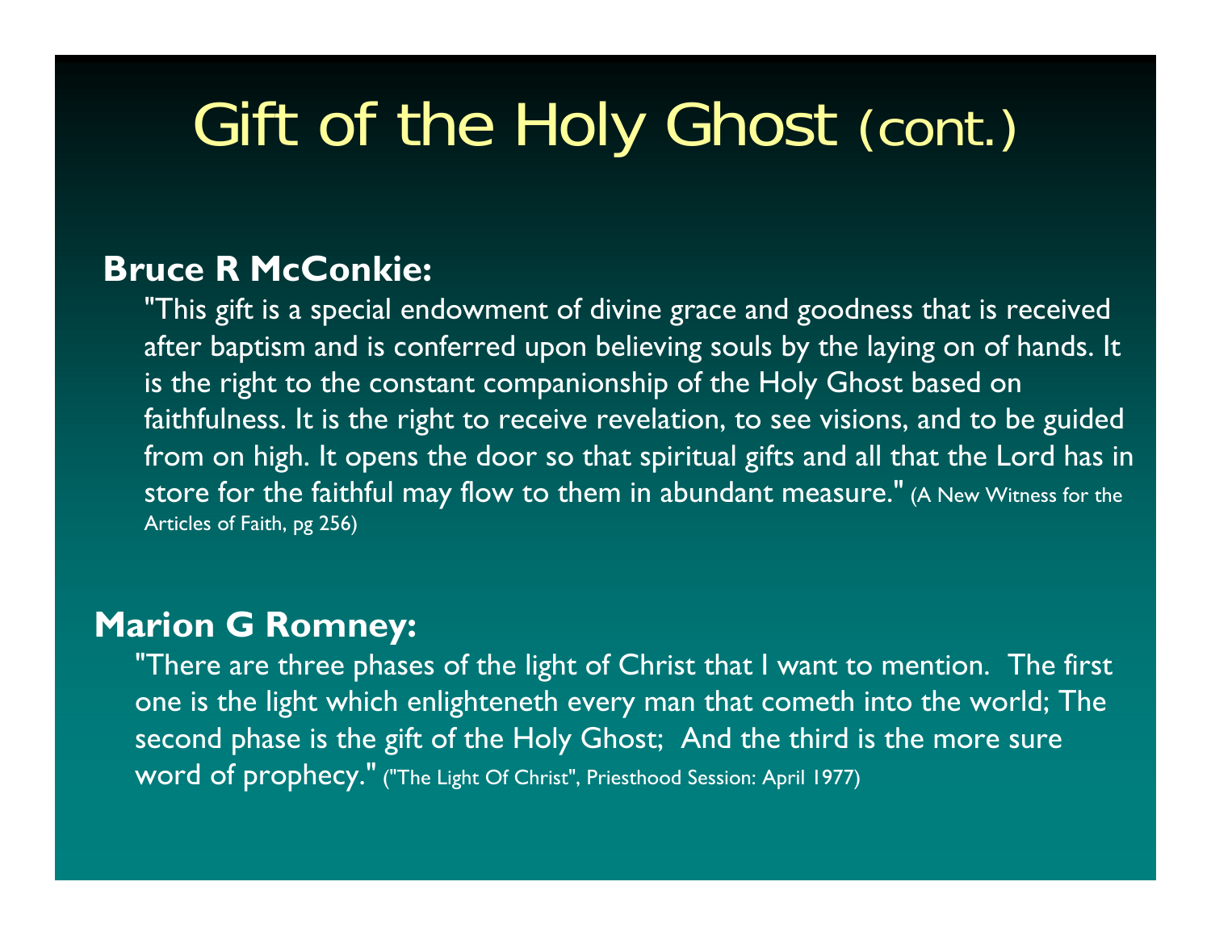# Gift of the Holy Ghost (cont.)

**Bruce R McConkie:**

"This gift is a special endowment of divine grace and goodness that is received after baptism and is conferred upon believing souls by the laying on of hands. It is the right to the constant companionship of the Holy Ghost based on faithfulness. It is the right to receive revelation, to see visions, and to be guided from on high. It opens the door so that spiritual gifts and all that the Lord has in store for the faithful may flow to them in abundant measure." (A New Witness for the Articles of Faith, pg 256)

**Marion G Romney:**

"There are three phases of the light of Christ that I want to mention. The first one is the light which enlighteneth every man that cometh into the world; The second phase is the gift of the Holy Ghost; And the third is the more sure word of prophecy." ("The Light Of Christ", Priesthood Session: April 1977)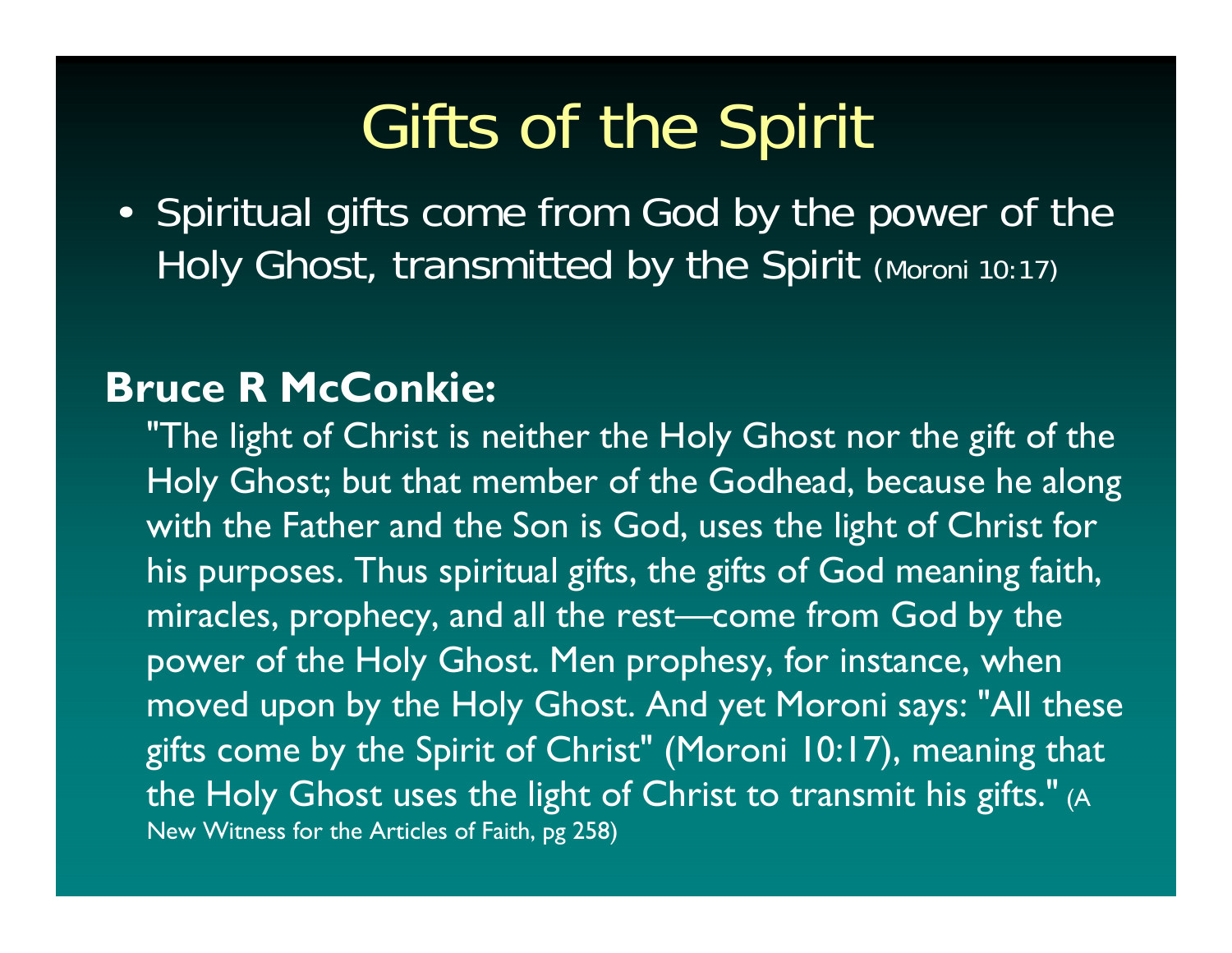# Gifts of the Spirit

- Spiritual gifts come from God by the power of the Holy Ghost, transmitted by the Spirit (Moroni 10:17)

**Bruce R McConkie:**

"The light of Christ is neither the Holy Ghost nor the gift of the Holy Ghost; but that member of the Godhead, because he along with the Father and the Son is God, uses the light of Christ for his purposes. Thus spiritual gifts, the gifts of God meaning faith, miracles, prophecy, and all the rest—come from God by the power of the Holy Ghost. Men prophesy, for instance, when moved upon by the Holy Ghost. And yet Moroni says: "All these gifts come by the Spirit of Christ" (Moroni 10:17), meaning that the Holy Ghost uses the light of Christ to transmit his gifts." (A New Witness for the Articles of Faith, pg 258)